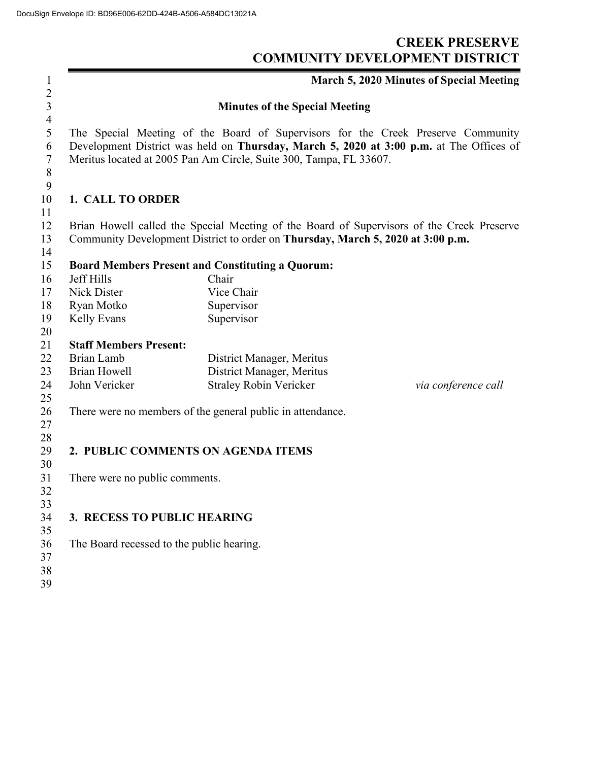DocuSign Envelope ID: BD96E006-62DD-424B-A506-A584DC13021A

# CREEK PRESERVE COMMUNITY DEVELOPMENT DISTRICT

**March 5, 2020 Minutes of Special Meeting**

## Minutes of the Special Meeting

The Special Meeting of the Board of Supervisors for the Creek Preserve Community Development District was held on **Thursday, March 5, 2020 at 3:00 p.m.** at The Offices of Meritus located at 2005 Pan Am Circle, Suite 300, Tampa, FL 33607.

### 1. CALL TO ORDER

Brian Howell called the Special Meeting of the Board of Supervisors of the Creek Preserve Community Development District to order on **Thursday, March 5, 2020 at 3:00 p.m.**

**Board Members Present and Constituting a Quorum:**

| | |
|---|---|
| Jeff Hills | Chair |
| Nick Dister | Vice Chair |
| Ryan Motko | Supervisor |
| Kelly Evans | Supervisor |

**Staff Members Present:**

| | | |
|---|---|---|
| Brian Lamb | District Manager, Meritus | |
| Brian Howell | District Manager, Meritus | |
| John Vericker | Straley Robin Vericker | *via conference call* |

There were no members of the general public in attendance.

### 2. PUBLIC COMMENTS ON AGENDA ITEMS

There were no public comments.

### 3. RECESS TO PUBLIC HEARING

The Board recessed to the public hearing.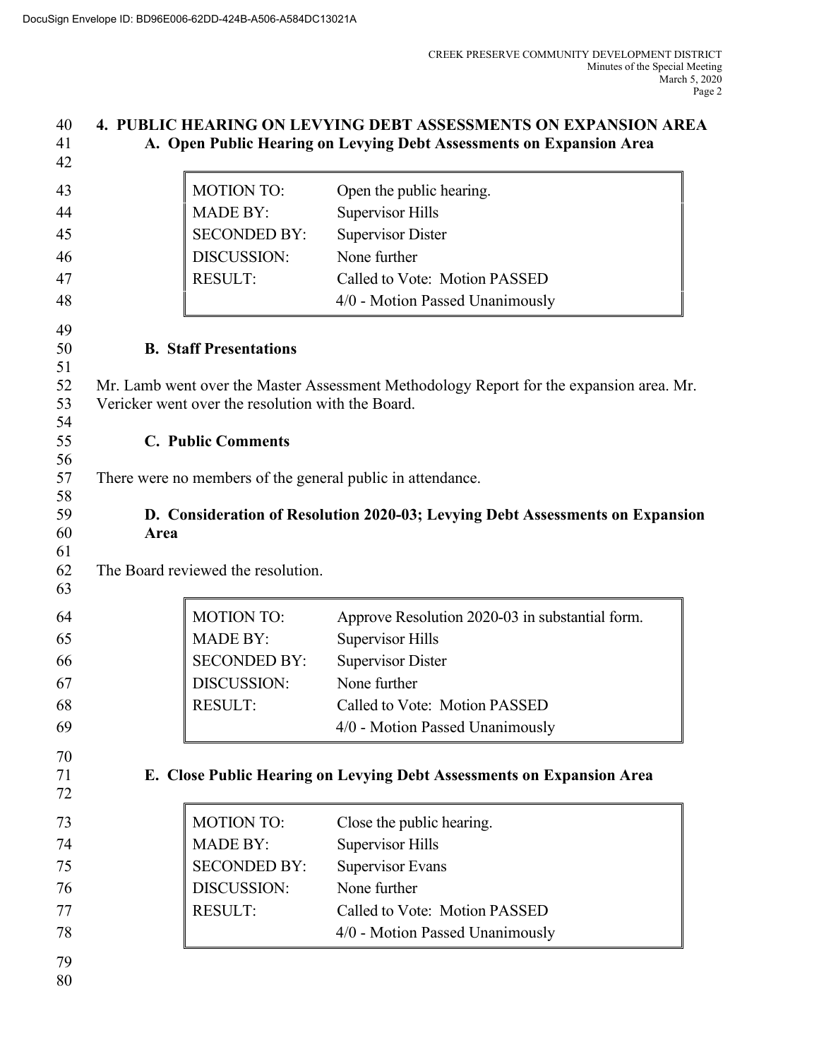## 4. PUBLIC HEARING ON LEVYING DEBT ASSESSMENTS ON EXPANSION AREA

### A. Open Public Hearing on Levying Debt Assessments on Expansion Area

| | |
|---|---|
| MOTION TO: | Open the public hearing. |
| MADE BY: | Supervisor Hills |
| SECONDED BY: | Supervisor Dister |
| DISCUSSION: | None further |
| RESULT: | Called to Vote: Motion PASSED |
| | 4/0 - Motion Passed Unanimously |

### B. Staff Presentations

Mr. Lamb went over the Master Assessment Methodology Report for the expansion area. Mr. Vericker went over the resolution with the Board.

### C. Public Comments

There were no members of the general public in attendance.

### D. Consideration of Resolution 2020-03; Levying Debt Assessments on Expansion Area

The Board reviewed the resolution.

| | |
|---|---|
| MOTION TO: | Approve Resolution 2020-03 in substantial form. |
| MADE BY: | Supervisor Hills |
| SECONDED BY: | Supervisor Dister |
| DISCUSSION: | None further |
| RESULT: | Called to Vote: Motion PASSED |
| | 4/0 - Motion Passed Unanimously |

### E. Close Public Hearing on Levying Debt Assessments on Expansion Area

| | |
|---|---|
| MOTION TO: | Close the public hearing. |
| MADE BY: | Supervisor Hills |
| SECONDED BY: | Supervisor Evans |
| DISCUSSION: | None further |
| RESULT: | Called to Vote: Motion PASSED |
| | 4/0 - Motion Passed Unanimously |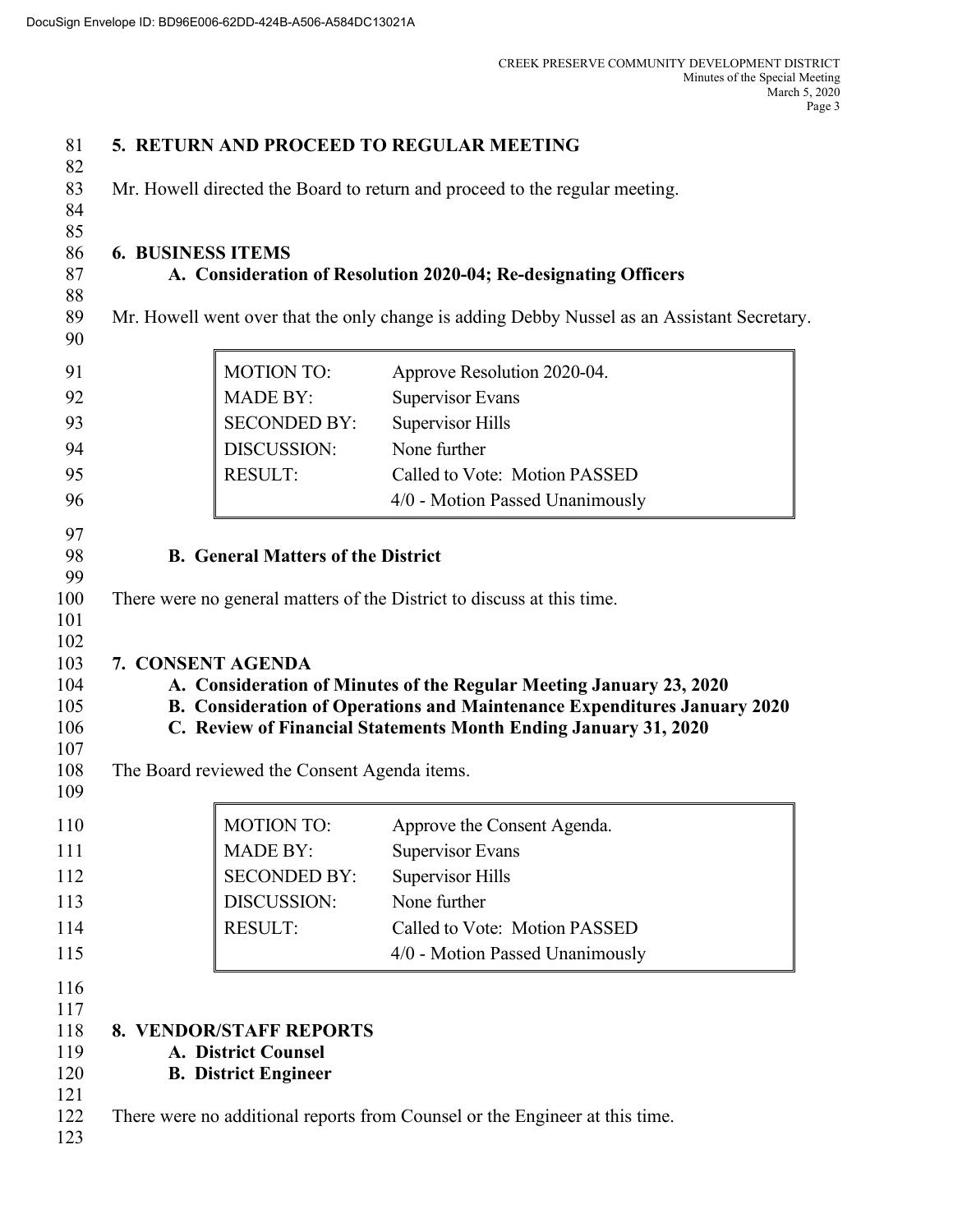## 5. RETURN AND PROCEED TO REGULAR MEETING

Mr. Howell directed the Board to return and proceed to the regular meeting.

## 6. BUSINESS ITEMS

### A. Consideration of Resolution 2020-04; Re-designating Officers

Mr. Howell went over that the only change is adding Debby Nussel as an Assistant Secretary.

| | |
|---|---|
| MOTION TO: | Approve Resolution 2020-04. |
| MADE BY: | Supervisor Evans |
| SECONDED BY: | Supervisor Hills |
| DISCUSSION: | None further |
| RESULT: | Called to Vote: Motion PASSED |
| | 4/0 - Motion Passed Unanimously |

### B. General Matters of the District

There were no general matters of the District to discuss at this time.

## 7. CONSENT AGENDA

### A. Consideration of Minutes of the Regular Meeting January 23, 2020
### B. Consideration of Operations and Maintenance Expenditures January 2020
### C. Review of Financial Statements Month Ending January 31, 2020

The Board reviewed the Consent Agenda items.

| | |
|---|---|
| MOTION TO: | Approve the Consent Agenda. |
| MADE BY: | Supervisor Evans |
| SECONDED BY: | Supervisor Hills |
| DISCUSSION: | None further |
| RESULT: | Called to Vote: Motion PASSED |
| | 4/0 - Motion Passed Unanimously |

## 8. VENDOR/STAFF REPORTS

### A. District Counsel
### B. District Engineer

There were no additional reports from Counsel or the Engineer at this time.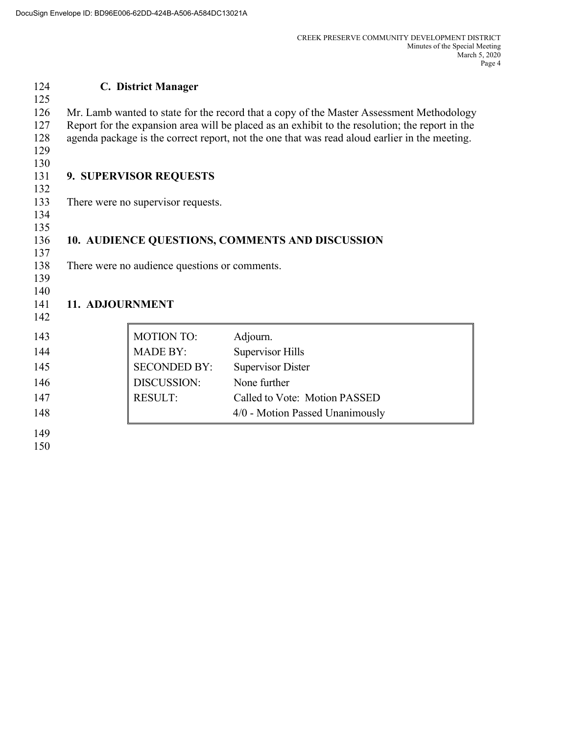### C. District Manager

Mr. Lamb wanted to state for the record that a copy of the Master Assessment Methodology Report for the expansion area will be placed as an exhibit to the resolution; the report in the agenda package is the correct report, not the one that was read aloud earlier in the meeting.

## 9. SUPERVISOR REQUESTS

There were no supervisor requests.

## 10. AUDIENCE QUESTIONS, COMMENTS AND DISCUSSION

There were no audience questions or comments.

## 11. ADJOURNMENT

| | |
|---|---|
| MOTION TO: | Adjourn. |
| MADE BY: | Supervisor Hills |
| SECONDED BY: | Supervisor Dister |
| DISCUSSION: | None further |
| RESULT: | Called to Vote: Motion PASSED<br>4/0 - Motion Passed Unanimously |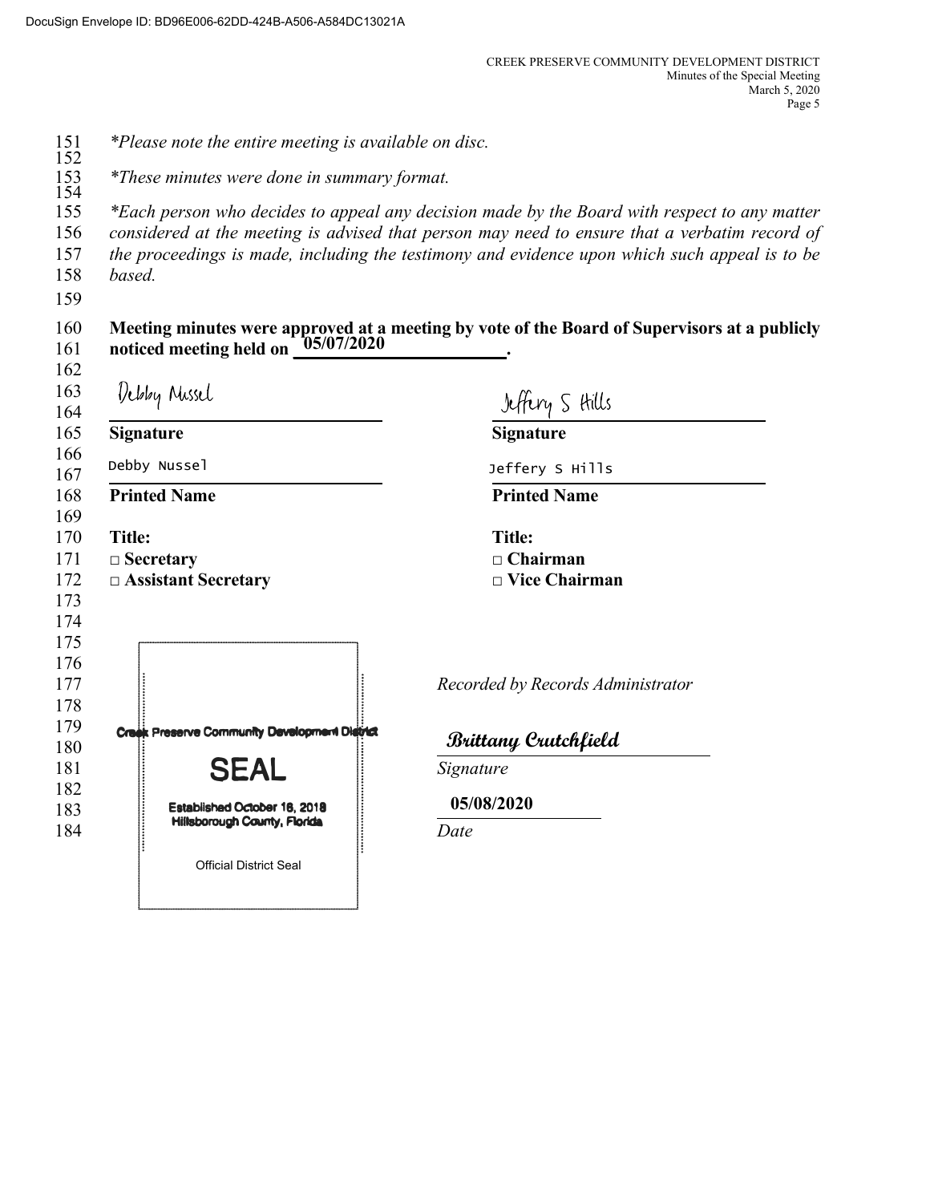*Please note the entire meeting is available on disc.*

*These minutes were done in summary format.*

*Each person who decides to appeal any decision made by the Board with respect to any matter considered at the meeting is advised that person may need to ensure that a verbatim record of the proceedings is made, including the testimony and evidence upon which such appeal is to be based.*

**Meeting minutes were approved at a meeting by vote of the Board of Supervisors at a publicly noticed meeting held on 05/07/2020.**

Debby Nussel

**Signature**

Debby Nussel

**Printed Name**

**Title:**
**□ Secretary**
**□ Assistant Secretary**

Jeffery S Hills

**Signature**

Jeffery S Hills

**Printed Name**

**Title:**
**□ Chairman**
**□ Vice Chairman**

Creek Preserve Community Development District

SEAL

Established October 18, 2018
Hillsborough County, Florida

Official District Seal

*Recorded by Records Administrator*

Brittany Crutchfield

*Signature*

05/08/2020

*Date*